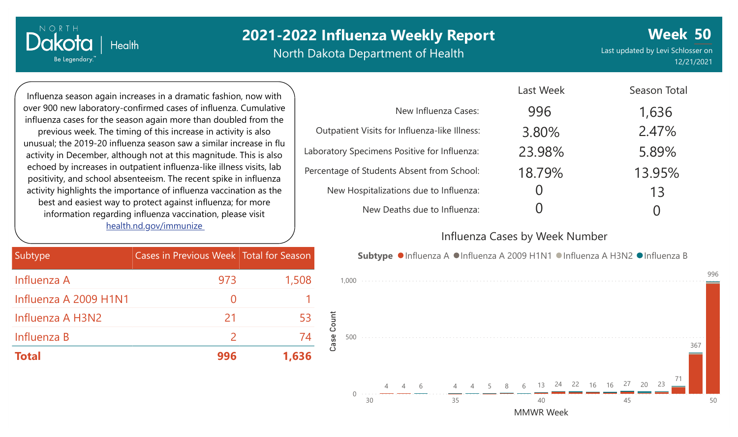# 2021-2022 Influenza Weekly Report

North Dakota Department of Health

**Week 50**

Last updated by Levi Schlosser on 12/21/2021

Influenza season again increases in a dramatic fashion, now with over 900 new laboratory-confirmed cases of influenza. Cumulative influenza cases for the season again more than doubled from the previous week. The timing of this increase in activity is also unusual; the 2019-20 influenza season saw a similar increase in flu activity in December, although not at this magnitude. This is also echoed by increases in outpatient influenza-like illness visits, lab positivity, and school absenteeism. The recent spike in influenza activity highlights the importance of influenza vaccination as the best and easiest way to protect against influenza; for more information regarding influenza vaccination, please visit health.nd.gov/immunize

| | Last Week | Season Total |
|---|---|---|
| New Influenza Cases: | 996 | 1,636 |
| Outpatient Visits for Influenza-like Illness: | 3.80% | 2.47% |
| Laboratory Specimens Positive for Influenza: | 23.98% | 5.89% |
| Percentage of Students Absent from School: | 18.79% | 13.95% |
| New Hospitalizations due to Influenza: | 0 | 13 |
| New Deaths due to Influenza: | 0 | 0 |

| Subtype | Cases in Previous Week | Total for Season |
|---|---|---|
| Influenza A | 973 | 1,508 |
| Influenza A 2009 H1N1 | 0 | 1 |
| Influenza A H3N2 | 21 | 53 |
| Influenza B | 2 | 74 |
| **Total** | **996** | **1,636** |

## Influenza Cases by Week Number

Subtype: Influenza A, Influenza A 2009 H1N1, Influenza A H3N2, Influenza B

| MMWR Week | Case Count |
|---|---|
| 31 | 4 |
| 32 | 4 |
| 33 | 6 |
| 35 | 4 |
| 36 | 4 |
| 37 | 5 |
| 38 | 8 |
| 39 | 6 |
| 40 | 13 |
| 41 | 24 |
| 42 | 22 |
| 43 | 16 |
| 44 | 16 |
| 45 | 27 |
| 46 | 20 |
| 47 | 23 |
| 48 | 71 |
| 49 | 367 |
| 50 | 996 |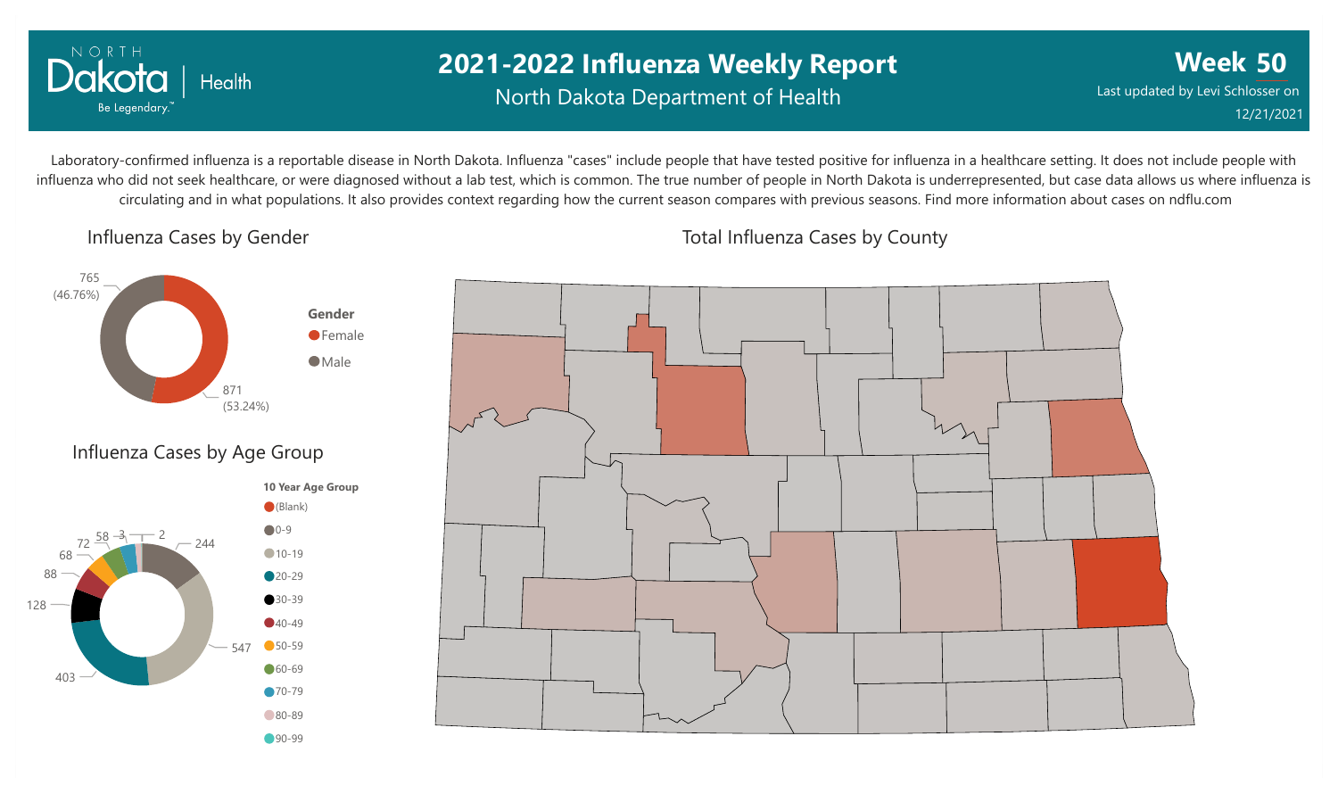# 2021-2022 Influenza Weekly Report

North Dakota Department of Health

**Week 50**

Last updated by Levi Schlosser on 12/21/2021

Laboratory-confirmed influenza is a reportable disease in North Dakota. Influenza "cases" include people that have tested positive for influenza in a healthcare setting. It does not include people with influenza who did not seek healthcare, or were diagnosed without a lab test, which is common. The true number of people in North Dakota is underrepresented, but case data allows us where influenza is circulating and in what populations. It also provides context regarding how the current season compares with previous seasons. Find more information about cases on ndflu.com

## Influenza Cases by Gender

| Gender | Cases |
| --- | --- |
| Female | 871 (53.24%) |
| Male | 765 (46.76%) |

## Influenza Cases by Age Group

| 10 Year Age Group | Cases |
| --- | --- |
| 0-9 | 244 |
| 10-19 | 547 |
| 20-29 | 403 |
| 30-39 | 128 |
| 40-49 | 88 |
| 50-59 | 68 |
| 60-69 | 72 |
| 70-79 | 58 |
| 80-89 | 3 |
| 90-99 | 2 |

Legend also lists: (Blank)

## Total Influenza Cases by County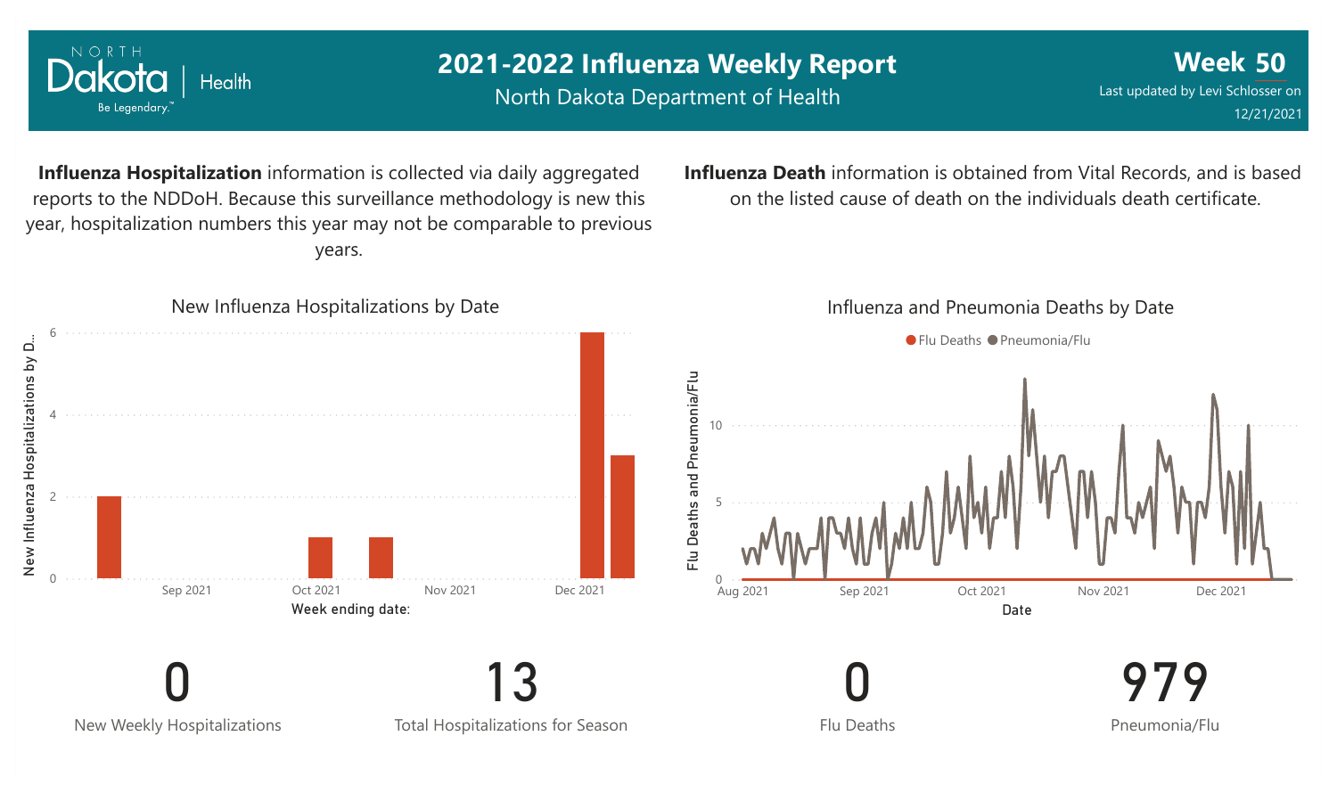# 2021-2022 Influenza Weekly Report

North Dakota Department of Health

**Week 50**

Last updated by Levi Schlosser on 12/21/2021

**Influenza Hospitalization** information is collected via daily aggregated reports to the NDDoH. Because this surveillance methodology is new this year, hospitalization numbers this year may not be comparable to previous years.

**Influenza Death** information is obtained from Vital Records, and is based on the listed cause of death on the individuals death certificate.

New Influenza Hospitalizations by Date

Influenza and Pneumonia Deaths by Date

| 0 | 13 | 0 | 979 |
|---|---|---|---|
| New Weekly Hospitalizations | Total Hospitalizations for Season | Flu Deaths | Pneumonia/Flu |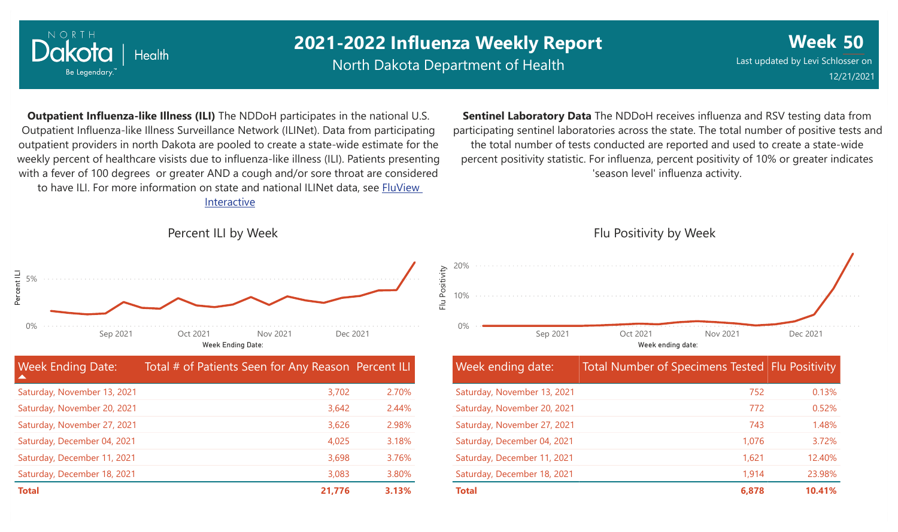# 2021-2022 Influenza Weekly Report

North Dakota Department of Health

**Week 50**

Last updated by Levi Schlosser on 12/21/2021

**Outpatient Influenza-like Illness (ILI)** The NDDoH participates in the national U.S. Outpatient Influenza-like Illness Surveillance Network (ILINet). Data from participating outpatient providers in north Dakota are pooled to create a state-wide estimate for the weekly percent of healthcare visists due to influenza-like illness (ILI). Patients presenting with a fever of 100 degrees or greater AND a cough and/or sore throat are considered to have ILI. For more information on state and national ILINet data, see FluView Interactive

**Sentinel Laboratory Data** The NDDoH receives influenza and RSV testing data from participating sentinel laboratories across the state. The total number of positive tests and the total number of tests conducted are reported and used to create a state-wide percent positivity statistic. For influenza, percent positivity of 10% or greater indicates 'season level' influenza activity.

Percent ILI by Week

Flu Positivity by Week

| Week Ending Date: | Total # of Patients Seen for Any Reason | Percent ILI |
|---|---|---|
| Saturday, November 13, 2021 | 3,702 | 2.70% |
| Saturday, November 20, 2021 | 3,642 | 2.44% |
| Saturday, November 27, 2021 | 3,626 | 2.98% |
| Saturday, December 04, 2021 | 4,025 | 3.18% |
| Saturday, December 11, 2021 | 3,698 | 3.76% |
| Saturday, December 18, 2021 | 3,083 | 3.80% |
| **Total** | **21,776** | **3.13%** |

| Week ending date: | Total Number of Specimens Tested | Flu Positivity |
|---|---|---|
| Saturday, November 13, 2021 | 752 | 0.13% |
| Saturday, November 20, 2021 | 772 | 0.52% |
| Saturday, November 27, 2021 | 743 | 1.48% |
| Saturday, December 04, 2021 | 1,076 | 3.72% |
| Saturday, December 11, 2021 | 1,621 | 12.40% |
| Saturday, December 18, 2021 | 1,914 | 23.98% |
| **Total** | **6,878** | **10.41%** |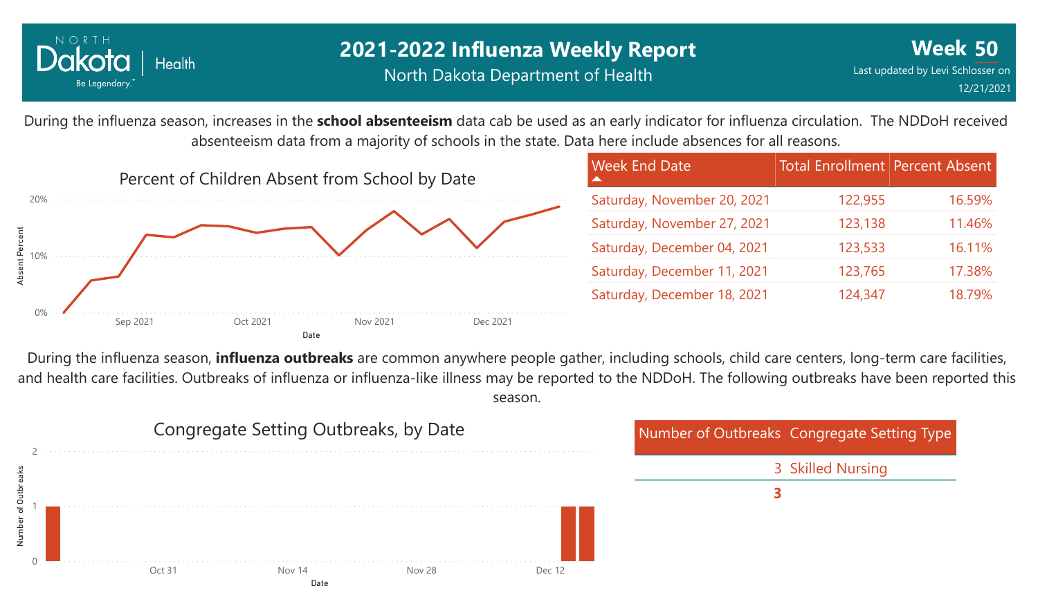# 2021-2022 Influenza Weekly Report

North Dakota Department of Health

**Week 50**

Last updated by Levi Schlosser on 12/21/2021

During the influenza season, increases in the **school absenteeism** data cab be used as an early indicator for influenza circulation. The NDDoH received absenteeism data from a majority of schools in the state. Data here include absences for all reasons.

Percent of Children Absent from School by Date

| Week End Date | Total Enrollment | Percent Absent |
|---|---|---|
| Saturday, November 20, 2021 | 122,955 | 16.59% |
| Saturday, November 27, 2021 | 123,138 | 11.46% |
| Saturday, December 04, 2021 | 123,533 | 16.11% |
| Saturday, December 11, 2021 | 123,765 | 17.38% |
| Saturday, December 18, 2021 | 124,347 | 18.79% |

During the influenza season, **influenza outbreaks** are common anywhere people gather, including schools, child care centers, long-term care facilities, and health care facilities. Outbreaks of influenza or influenza-like illness may be reported to the NDDoH. The following outbreaks have been reported this season.

Congregate Setting Outbreaks, by Date

| Number of Outbreaks | Congregate Setting Type |
|---|---|
| 3 | Skilled Nursing |
| **3** | |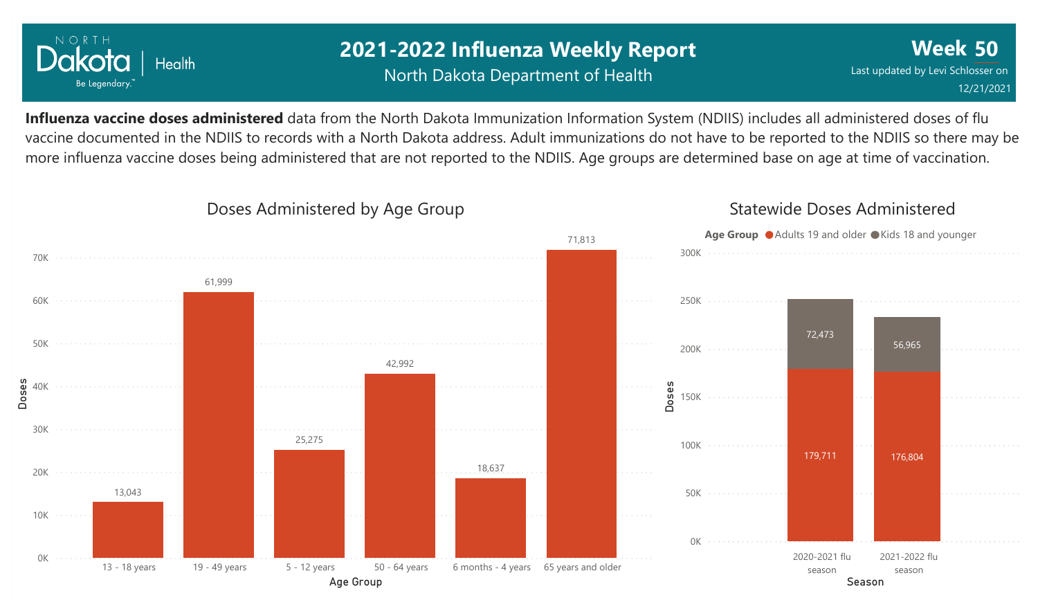# 2021-2022 Influenza Weekly Report

North Dakota Department of Health

**Week 50**

Last updated by Levi Schlosser on 12/21/2021

**Influenza vaccine doses administered** data from the North Dakota Immunization Information System (NDIIS) includes all administered doses of flu vaccine documented in the NDIIS to records with a North Dakota address. Adult immunizations do not have to be reported to the NDIIS so there may be more influenza vaccine doses being administered that are not reported to the NDIIS. Age groups are determined base on age at time of vaccination.

## Doses Administered by Age Group

| Age Group | Doses |
|---|---|
| 13 - 18 years | 13,043 |
| 19 - 49 years | 61,999 |
| 5 - 12 years | 25,275 |
| 50 - 64 years | 42,992 |
| 6 months - 4 years | 18,637 |
| 65 years and older | 71,813 |

## Statewide Doses Administered

| Season | Adults 19 and older | Kids 18 and younger |
|---|---|---|
| 2020-2021 flu season | 179,711 | 72,473 |
| 2021-2022 flu season | 176,804 | 56,965 |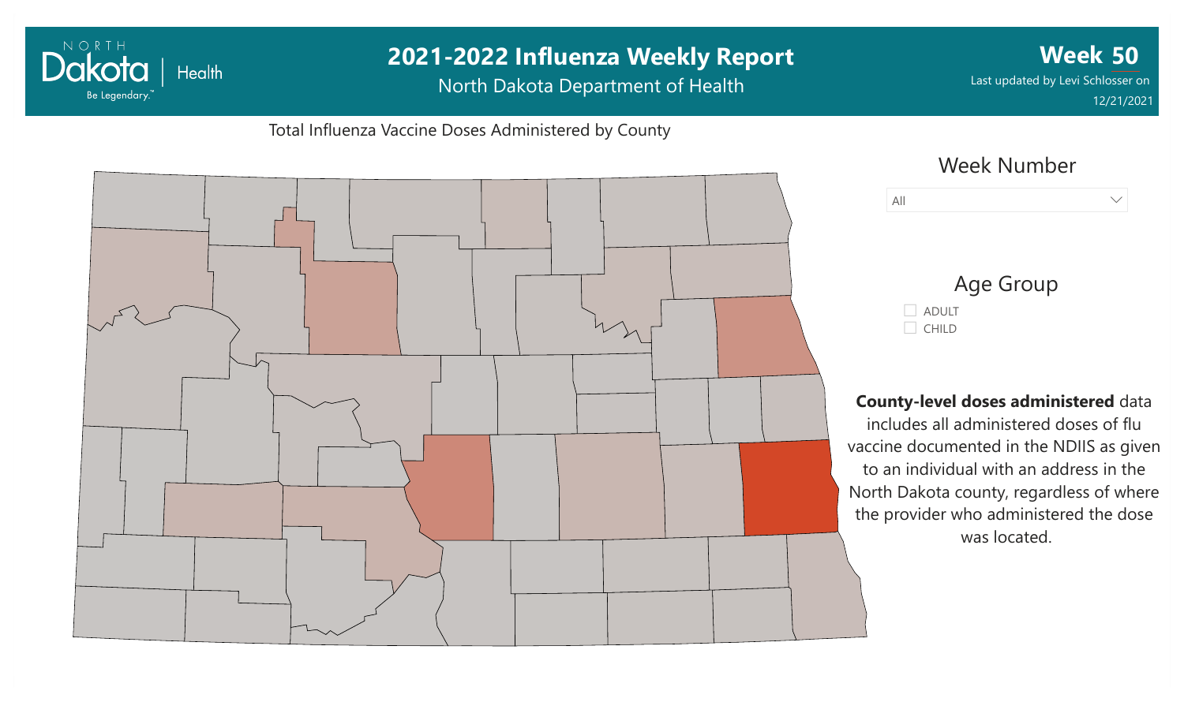# 2021-2022 Influenza Weekly Report

North Dakota Department of Health

**Week 50**

Last updated by Levi Schlosser on 12/21/2021

Total Influenza Vaccine Doses Administered by County

Week Number

All

Age Group

- ADULT
- CHILD

**County-level doses administered** data includes all administered doses of flu vaccine documented in the NDIIS as given to an individual with an address in the North Dakota county, regardless of where the provider who administered the dose was located.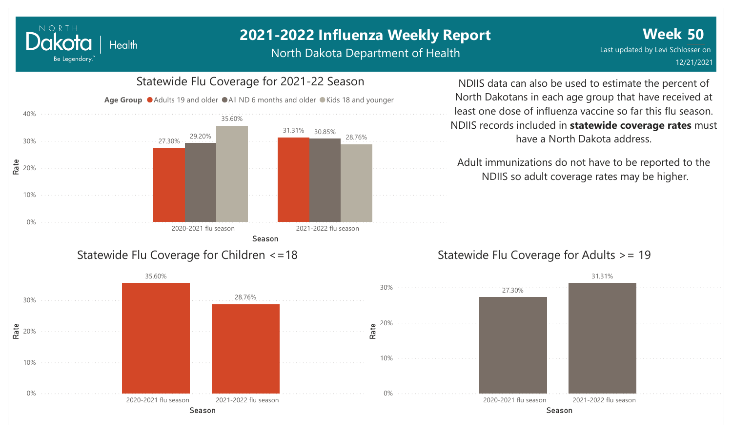# 2021-2022 Influenza Weekly Report

North Dakota Department of Health

**Week 50**

Last updated by Levi Schlosser on 12/21/2021

## Statewide Flu Coverage for 2021-22 Season

| Season | Adults 19 and older | All ND 6 months and older | Kids 18 and younger |
|---|---|---|---|
| 2020-2021 flu season | 27.30% | 29.20% | 35.60% |
| 2021-2022 flu season | 31.31% | 30.85% | 28.76% |

NDIIS data can also be used to estimate the percent of North Dakotans in each age group that have received at least one dose of influenza vaccine so far this flu season. NDIIS records included in **statewide coverage rates** must have a North Dakota address.

Adult immunizations do not have to be reported to the NDIIS so adult coverage rates may be higher.

## Statewide Flu Coverage for Children <=18

| Season | Rate |
|---|---|
| 2020-2021 flu season | 35.60% |
| 2021-2022 flu season | 28.76% |

## Statewide Flu Coverage for Adults >= 19

| Season | Rate |
|---|---|
| 2020-2021 flu season | 27.30% |
| 2021-2022 flu season | 31.31% |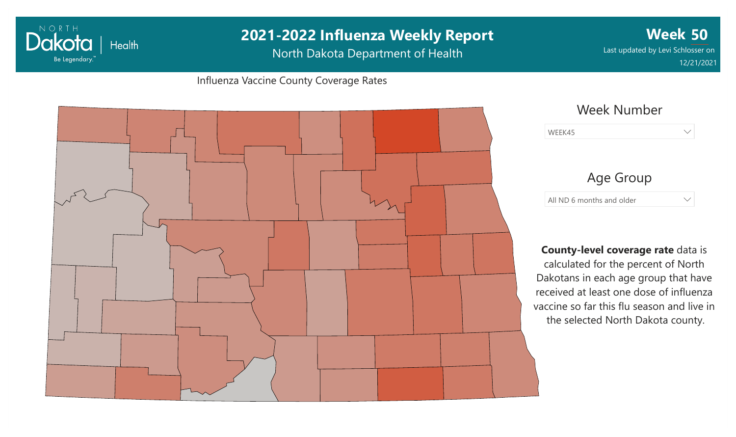# 2021-2022 Influenza Weekly Report

North Dakota Department of Health

**Week 50**

Last updated by Levi Schlosser on 12/21/2021

Influenza Vaccine County Coverage Rates

## Week Number

WEEK45

## Age Group

All ND 6 months and older

**County-level coverage rate** data is calculated for the percent of North Dakotans in each age group that have received at least one dose of influenza vaccine so far this flu season and live in the selected North Dakota county.